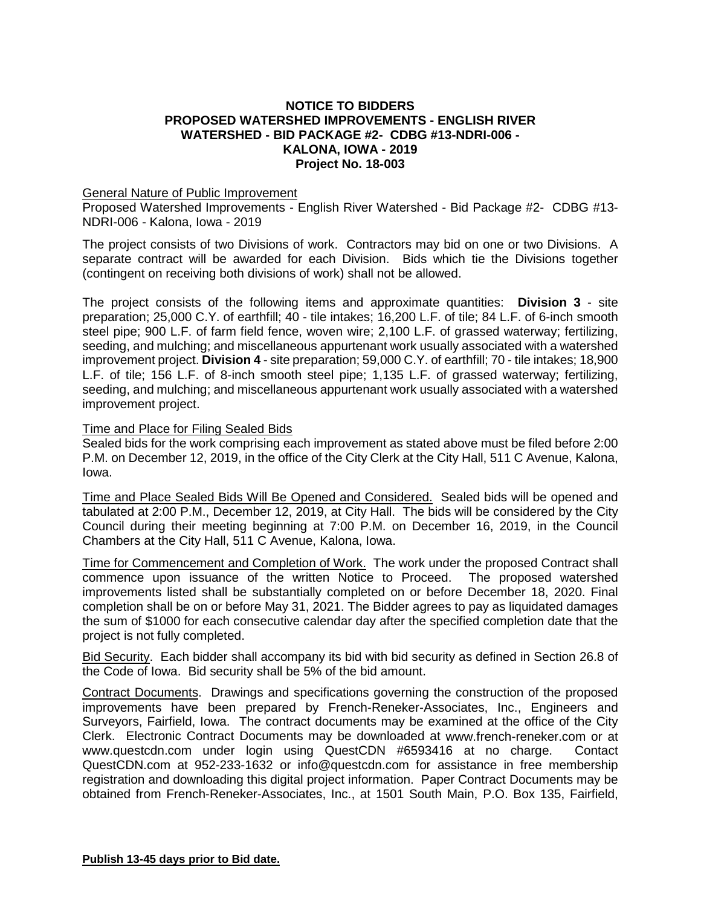**NOTICE TO BIDDERS**
**PROPOSED WATERSHED IMPROVEMENTS - ENGLISH RIVER WATERSHED - BID PACKAGE #2- CDBG #13-NDRI-006 - KALONA, IOWA - 2019**
**Project No. 18-003**

General Nature of Public Improvement

Proposed Watershed Improvements - English River Watershed - Bid Package #2- CDBG #13-NDRI-006 - Kalona, Iowa - 2019

The project consists of two Divisions of work. Contractors may bid on one or two Divisions. A separate contract will be awarded for each Division. Bids which tie the Divisions together (contingent on receiving both divisions of work) shall not be allowed.

The project consists of the following items and approximate quantities: **Division 3** - site preparation; 25,000 C.Y. of earthfill; 40 - tile intakes; 16,200 L.F. of tile; 84 L.F. of 6-inch smooth steel pipe; 900 L.F. of farm field fence, woven wire; 2,100 L.F. of grassed waterway; fertilizing, seeding, and mulching; and miscellaneous appurtenant work usually associated with a watershed improvement project. **Division 4** - site preparation; 59,000 C.Y. of earthfill; 70 - tile intakes; 18,900 L.F. of tile; 156 L.F. of 8-inch smooth steel pipe; 1,135 L.F. of grassed waterway; fertilizing, seeding, and mulching; and miscellaneous appurtenant work usually associated with a watershed improvement project.

Time and Place for Filing Sealed Bids

Sealed bids for the work comprising each improvement as stated above must be filed before 2:00 P.M. on December 12, 2019, in the office of the City Clerk at the City Hall, 511 C Avenue, Kalona, Iowa.

Time and Place Sealed Bids Will Be Opened and Considered. Sealed bids will be opened and tabulated at 2:00 P.M., December 12, 2019, at City Hall. The bids will be considered by the City Council during their meeting beginning at 7:00 P.M. on December 16, 2019, in the Council Chambers at the City Hall, 511 C Avenue, Kalona, Iowa.

Time for Commencement and Completion of Work. The work under the proposed Contract shall commence upon issuance of the written Notice to Proceed. The proposed watershed improvements listed shall be substantially completed on or before December 18, 2020. Final completion shall be on or before May 31, 2021. The Bidder agrees to pay as liquidated damages the sum of $1000 for each consecutive calendar day after the specified completion date that the project is not fully completed.

Bid Security. Each bidder shall accompany its bid with bid security as defined in Section 26.8 of the Code of Iowa. Bid security shall be 5% of the bid amount.

Contract Documents. Drawings and specifications governing the construction of the proposed improvements have been prepared by French-Reneker-Associates, Inc., Engineers and Surveyors, Fairfield, Iowa. The contract documents may be examined at the office of the City Clerk. Electronic Contract Documents may be downloaded at www.french-reneker.com or at www.questcdn.com under login using QuestCDN #6593416 at no charge. Contact QuestCDN.com at 952-233-1632 or info@questcdn.com for assistance in free membership registration and downloading this digital project information. Paper Contract Documents may be obtained from French-Reneker-Associates, Inc., at 1501 South Main, P.O. Box 135, Fairfield,

**Publish 13-45 days prior to Bid date.**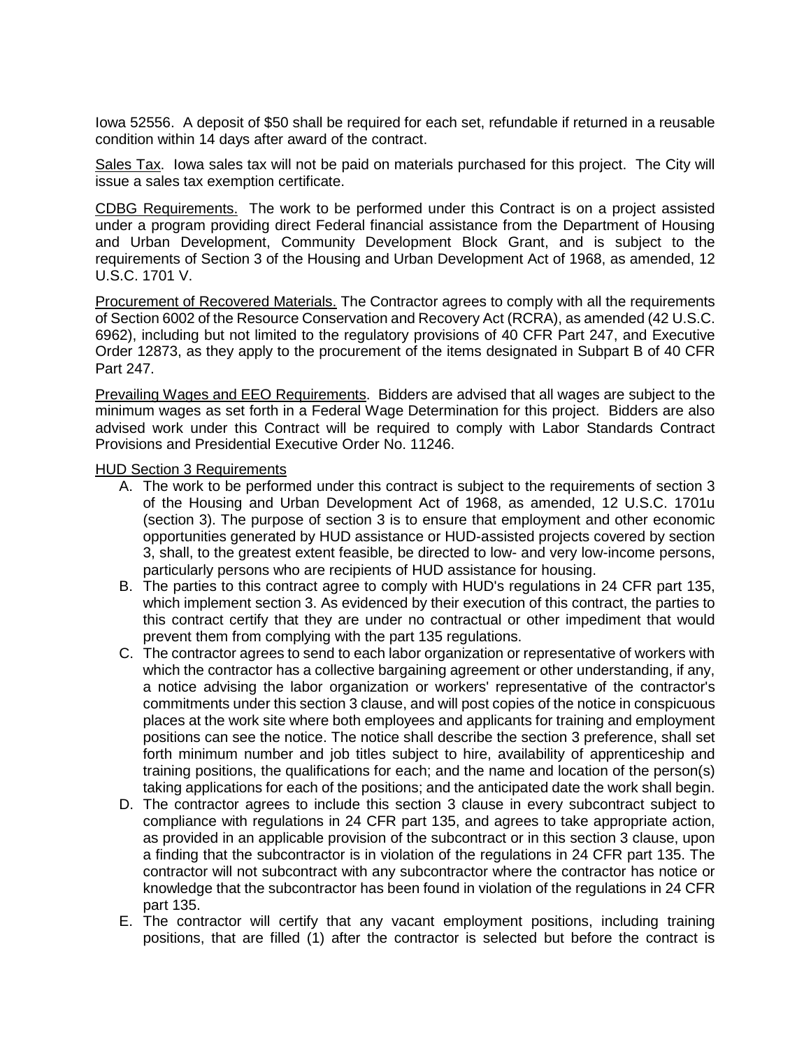Iowa 52556. A deposit of $50 shall be required for each set, refundable if returned in a reusable condition within 14 days after award of the contract.

Sales Tax. Iowa sales tax will not be paid on materials purchased for this project. The City will issue a sales tax exemption certificate.

CDBG Requirements. The work to be performed under this Contract is on a project assisted under a program providing direct Federal financial assistance from the Department of Housing and Urban Development, Community Development Block Grant, and is subject to the requirements of Section 3 of the Housing and Urban Development Act of 1968, as amended, 12 U.S.C. 1701 V.

Procurement of Recovered Materials. The Contractor agrees to comply with all the requirements of Section 6002 of the Resource Conservation and Recovery Act (RCRA), as amended (42 U.S.C. 6962), including but not limited to the regulatory provisions of 40 CFR Part 247, and Executive Order 12873, as they apply to the procurement of the items designated in Subpart B of 40 CFR Part 247.

Prevailing Wages and EEO Requirements. Bidders are advised that all wages are subject to the minimum wages as set forth in a Federal Wage Determination for this project. Bidders are also advised work under this Contract will be required to comply with Labor Standards Contract Provisions and Presidential Executive Order No. 11246.

HUD Section 3 Requirements

A. The work to be performed under this contract is subject to the requirements of section 3 of the Housing and Urban Development Act of 1968, as amended, 12 U.S.C. 1701u (section 3). The purpose of section 3 is to ensure that employment and other economic opportunities generated by HUD assistance or HUD-assisted projects covered by section 3, shall, to the greatest extent feasible, be directed to low- and very low-income persons, particularly persons who are recipients of HUD assistance for housing.

B. The parties to this contract agree to comply with HUD's regulations in 24 CFR part 135, which implement section 3. As evidenced by their execution of this contract, the parties to this contract certify that they are under no contractual or other impediment that would prevent them from complying with the part 135 regulations.

C. The contractor agrees to send to each labor organization or representative of workers with which the contractor has a collective bargaining agreement or other understanding, if any, a notice advising the labor organization or workers' representative of the contractor's commitments under this section 3 clause, and will post copies of the notice in conspicuous places at the work site where both employees and applicants for training and employment positions can see the notice. The notice shall describe the section 3 preference, shall set forth minimum number and job titles subject to hire, availability of apprenticeship and training positions, the qualifications for each; and the name and location of the person(s) taking applications for each of the positions; and the anticipated date the work shall begin.

D. The contractor agrees to include this section 3 clause in every subcontract subject to compliance with regulations in 24 CFR part 135, and agrees to take appropriate action, as provided in an applicable provision of the subcontract or in this section 3 clause, upon a finding that the subcontractor is in violation of the regulations in 24 CFR part 135. The contractor will not subcontract with any subcontractor where the contractor has notice or knowledge that the subcontractor has been found in violation of the regulations in 24 CFR part 135.

E. The contractor will certify that any vacant employment positions, including training positions, that are filled (1) after the contractor is selected but before the contract is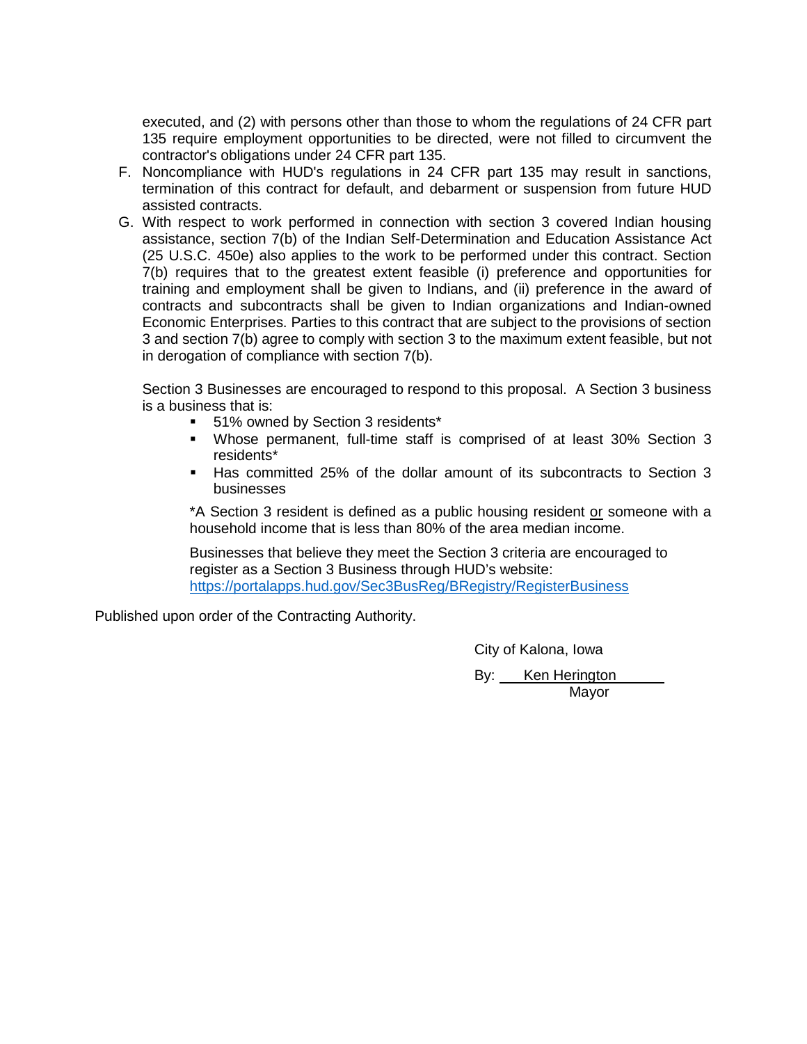executed, and (2) with persons other than those to whom the regulations of 24 CFR part 135 require employment opportunities to be directed, were not filled to circumvent the contractor's obligations under 24 CFR part 135.

F. Noncompliance with HUD's regulations in 24 CFR part 135 may result in sanctions, termination of this contract for default, and debarment or suspension from future HUD assisted contracts.

G. With respect to work performed in connection with section 3 covered Indian housing assistance, section 7(b) of the Indian Self-Determination and Education Assistance Act (25 U.S.C. 450e) also applies to the work to be performed under this contract. Section 7(b) requires that to the greatest extent feasible (i) preference and opportunities for training and employment shall be given to Indians, and (ii) preference in the award of contracts and subcontracts shall be given to Indian organizations and Indian-owned Economic Enterprises. Parties to this contract that are subject to the provisions of section 3 and section 7(b) agree to comply with section 3 to the maximum extent feasible, but not in derogation of compliance with section 7(b).

Section 3 Businesses are encouraged to respond to this proposal. A Section 3 business is a business that is:

- 51% owned by Section 3 residents*
- Whose permanent, full-time staff is comprised of at least 30% Section 3 residents*
- Has committed 25% of the dollar amount of its subcontracts to Section 3 businesses

*A Section 3 resident is defined as a public housing resident <u>or</u> someone with a household income that is less than 80% of the area median income.

Businesses that believe they meet the Section 3 criteria are encouraged to register as a Section 3 Business through HUD's website: https://portalapps.hud.gov/Sec3BusReg/BRegistry/RegisterBusiness

Published upon order of the Contracting Authority.

City of Kalona, Iowa

By: Ken Herington
Mayor